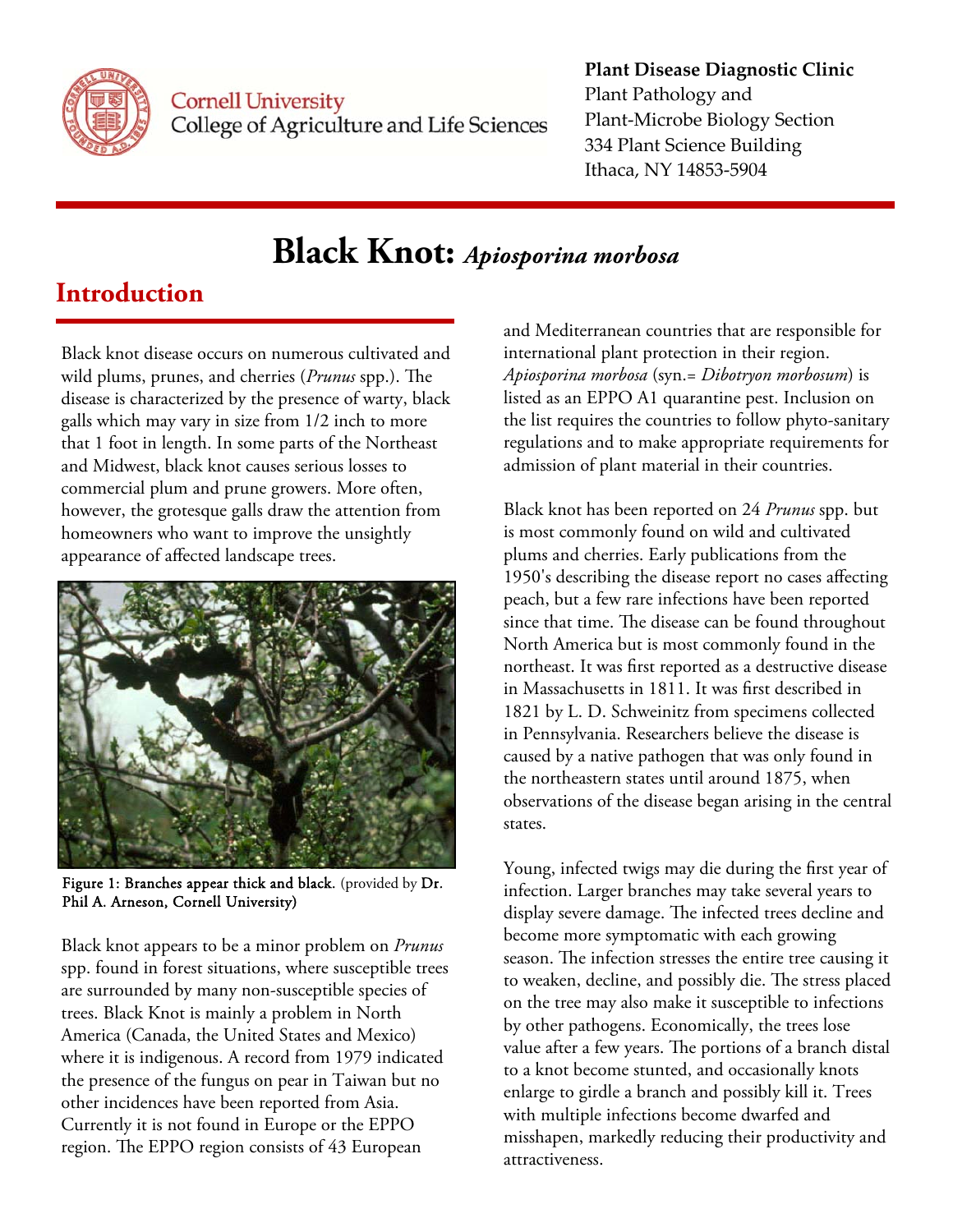**Plant Disease Diagnostic Clinic**
Plant Pathology and
Plant-Microbe Biology Section
334 Plant Science Building
Ithaca, NY 14853-5904

# Black Knot: *Apiosporina morbosa*

## Introduction

Black knot disease occurs on numerous cultivated and wild plums, prunes, and cherries (*Prunus* spp.). The disease is characterized by the presence of warty, black galls which may vary in size from 1/2 inch to more that 1 foot in length. In some parts of the Northeast and Midwest, black knot causes serious losses to commercial plum and prune growers. More often, however, the grotesque galls draw the attention from homeowners who want to improve the unsightly appearance of affected landscape trees.

**Figure 1: Branches appear thick and black.** (provided by **Dr. Phil A. Arneson, Cornell University**)

Black knot appears to be a minor problem on *Prunus* spp. found in forest situations, where susceptible trees are surrounded by many non-susceptible species of trees. Black Knot is mainly a problem in North America (Canada, the United States and Mexico) where it is indigenous. A record from 1979 indicated the presence of the fungus on pear in Taiwan but no other incidences have been reported from Asia. Currently it is not found in Europe or the EPPO region. The EPPO region consists of 43 European and Mediterranean countries that are responsible for international plant protection in their region. *Apiosporina morbosa* (syn.= *Dibotryon morbosum*) is listed as an EPPO A1 quarantine pest. Inclusion on the list requires the countries to follow phyto-sanitary regulations and to make appropriate requirements for admission of plant material in their countries.

Black knot has been reported on 24 *Prunus* spp. but is most commonly found on wild and cultivated plums and cherries. Early publications from the 1950's describing the disease report no cases affecting peach, but a few rare infections have been reported since that time. The disease can be found throughout North America but is most commonly found in the northeast. It was first reported as a destructive disease in Massachusetts in 1811. It was first described in 1821 by L. D. Schweinitz from specimens collected in Pennsylvania. Researchers believe the disease is caused by a native pathogen that was only found in the northeastern states until around 1875, when observations of the disease began arising in the central states.

Young, infected twigs may die during the first year of infection. Larger branches may take several years to display severe damage. The infected trees decline and become more symptomatic with each growing season. The infection stresses the entire tree causing it to weaken, decline, and possibly die. The stress placed on the tree may also make it susceptible to infections by other pathogens. Economically, the trees lose value after a few years. The portions of a branch distal to a knot become stunted, and occasionally knots enlarge to girdle a branch and possibly kill it. Trees with multiple infections become dwarfed and misshapen, markedly reducing their productivity and attractiveness.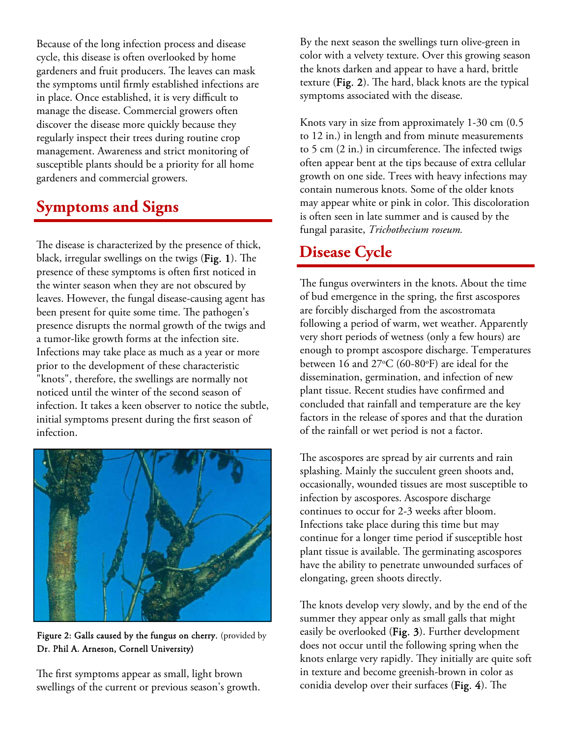Because of the long infection process and disease cycle, this disease is often overlooked by home gardeners and fruit producers. The leaves can mask the symptoms until firmly established infections are in place. Once established, it is very difficult to manage the disease. Commercial growers often discover the disease more quickly because they regularly inspect their trees during routine crop management. Awareness and strict monitoring of susceptible plants should be a priority for all home gardeners and commercial growers.

## Symptoms and Signs

The disease is characterized by the presence of thick, black, irregular swellings on the twigs (**Fig. 1**). The presence of these symptoms is often first noticed in the winter season when they are not obscured by leaves. However, the fungal disease-causing agent has been present for quite some time. The pathogen's presence disrupts the normal growth of the twigs and a tumor-like growth forms at the infection site. Infections may take place as much as a year or more prior to the development of these characteristic "knots", therefore, the swellings are normally not noticed until the winter of the second season of infection. It takes a keen observer to notice the subtle, initial symptoms present during the first season of infection.

**Figure 2: Galls caused by the fungus on cherry.** (provided by **Dr. Phil A. Arneson, Cornell University)**

The first symptoms appear as small, light brown swellings of the current or previous season's growth. By the next season the swellings turn olive-green in color with a velvety texture. Over this growing season the knots darken and appear to have a hard, brittle texture (**Fig. 2**). The hard, black knots are the typical symptoms associated with the disease.

Knots vary in size from approximately 1-30 cm (0.5 to 12 in.) in length and from minute measurements to 5 cm (2 in.) in circumference. The infected twigs often appear bent at the tips because of extra cellular growth on one side. Trees with heavy infections may contain numerous knots. Some of the older knots may appear white or pink in color. This discoloration is often seen in late summer and is caused by the fungal parasite, *Trichothecium roseum.*

## Disease Cycle

The fungus overwinters in the knots. About the time of bud emergence in the spring, the first ascospores are forcibly discharged from the ascostromata following a period of warm, wet weather. Apparently very short periods of wetness (only a few hours) are enough to prompt ascospore discharge. Temperatures between 16 and 27°C (60-80°F) are ideal for the dissemination, germination, and infection of new plant tissue. Recent studies have confirmed and concluded that rainfall and temperature are the key factors in the release of spores and that the duration of the rainfall or wet period is not a factor.

The ascospores are spread by air currents and rain splashing. Mainly the succulent green shoots and, occasionally, wounded tissues are most susceptible to infection by ascospores. Ascospore discharge continues to occur for 2-3 weeks after bloom. Infections take place during this time but may continue for a longer time period if susceptible host plant tissue is available. The germinating ascospores have the ability to penetrate unwounded surfaces of elongating, green shoots directly.

The knots develop very slowly, and by the end of the summer they appear only as small galls that might easily be overlooked (**Fig. 3**). Further development does not occur until the following spring when the knots enlarge very rapidly. They initially are quite soft in texture and become greenish-brown in color as conidia develop over their surfaces (**Fig. 4**). The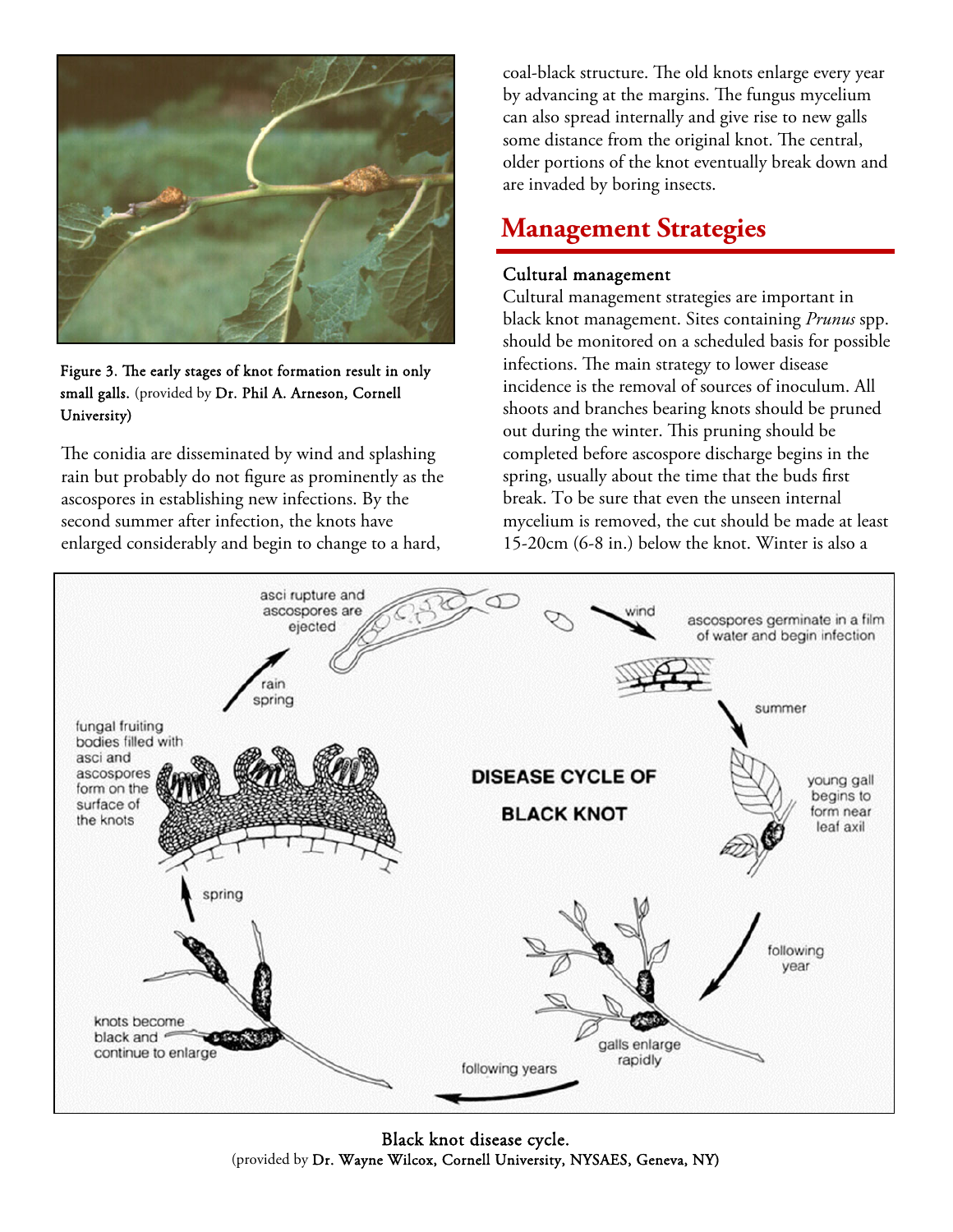Figure 3. The early stages of knot formation result in only small galls. (provided by Dr. Phil A. Arneson, Cornell University)

The conidia are disseminated by wind and splashing rain but probably do not figure as prominently as the ascospores in establishing new infections. By the second summer after infection, the knots have enlarged considerably and begin to change to a hard, coal-black structure. The old knots enlarge every year by advancing at the margins. The fungus mycelium can also spread internally and give rise to new galls some distance from the original knot. The central, older portions of the knot eventually break down and are invaded by boring insects.

## Management Strategies

### Cultural management

Cultural management strategies are important in black knot management. Sites containing *Prunus* spp. should be monitored on a scheduled basis for possible infections. The main strategy to lower disease incidence is the removal of sources of inoculum. All shoots and branches bearing knots should be pruned out during the winter. This pruning should be completed before ascospore discharge begins in the spring, usually about the time that the buds first break. To be sure that even the unseen internal mycelium is removed, the cut should be made at least 15-20cm (6-8 in.) below the knot. Winter is also a

Black knot disease cycle.
(provided by Dr. Wayne Wilcox, Cornell University, NYSAES, Geneva, NY)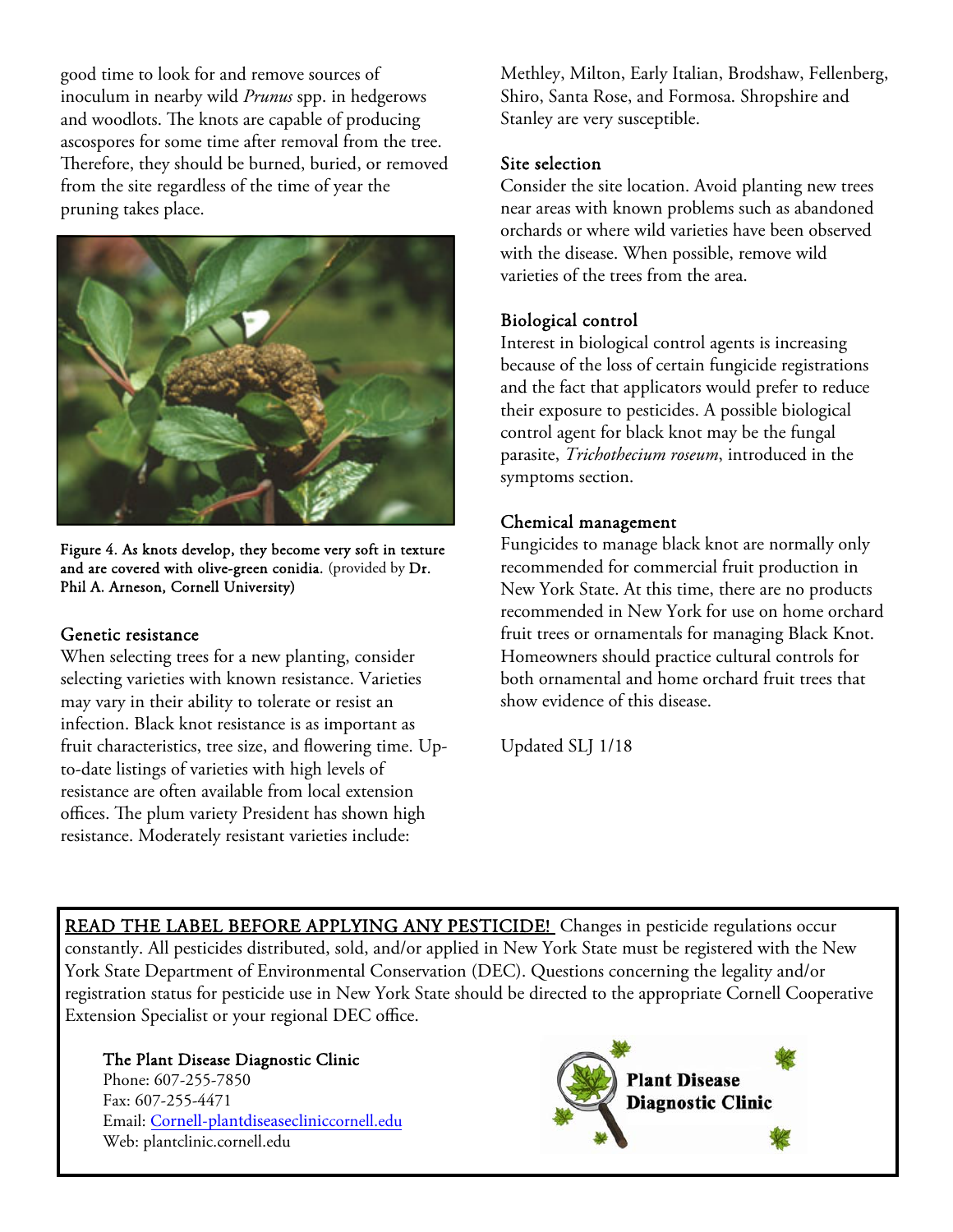good time to look for and remove sources of inoculum in nearby wild *Prunus* spp. in hedgerows and woodlots. The knots are capable of producing ascospores for some time after removal from the tree. Therefore, they should be burned, buried, or removed from the site regardless of the time of year the pruning takes place.

**Figure 4. As knots develop, they become very soft in texture and are covered with olive-green conidia.** (provided by **Dr. Phil A. Arneson, Cornell University)**

### Genetic resistance

When selecting trees for a new planting, consider selecting varieties with known resistance. Varieties may vary in their ability to tolerate or resist an infection. Black knot resistance is as important as fruit characteristics, tree size, and flowering time. Up-to-date listings of varieties with high levels of resistance are often available from local extension offices. The plum variety President has shown high resistance. Moderately resistant varieties include: Methley, Milton, Early Italian, Brodshaw, Fellenberg, Shiro, Santa Rose, and Formosa. Shropshire and Stanley are very susceptible.

### Site selection

Consider the site location. Avoid planting new trees near areas with known problems such as abandoned orchards or where wild varieties have been observed with the disease. When possible, remove wild varieties of the trees from the area.

### Biological control

Interest in biological control agents is increasing because of the loss of certain fungicide registrations and the fact that applicators would prefer to reduce their exposure to pesticides. A possible biological control agent for black knot may be the fungal parasite, *Trichothecium roseum*, introduced in the symptoms section.

### Chemical management

Fungicides to manage black knot are normally only recommended for commercial fruit production in New York State. At this time, there are no products recommended in New York for use on home orchard fruit trees or ornamentals for managing Black Knot. Homeowners should practice cultural controls for both ornamental and home orchard fruit trees that show evidence of this disease.

Updated SLJ 1/18

---

READ THE LABEL BEFORE APPLYING ANY PESTICIDE! Changes in pesticide regulations occur constantly. All pesticides distributed, sold, and/or applied in New York State must be registered with the New York State Department of Environmental Conservation (DEC). Questions concerning the legality and/or registration status for pesticide use in New York State should be directed to the appropriate Cornell Cooperative Extension Specialist or your regional DEC office.

**The Plant Disease Diagnostic Clinic**
Phone: 607-255-7850
Fax: 607-255-4471
Email: Cornell-plantdiseaseclinic@cornell.edu
Web: plantclinic.cornell.edu

**Plant Disease Diagnostic Clinic**